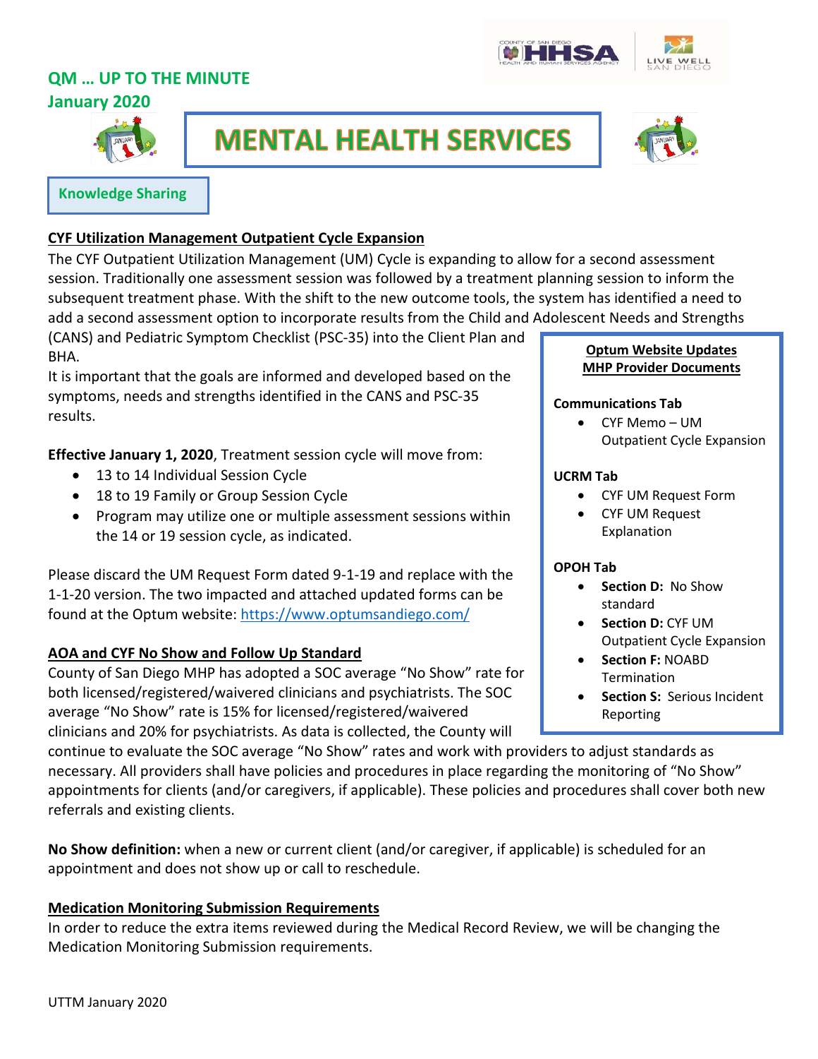**QM … UP TO THE MINUTE**
**January 2020**

# MENTAL HEALTH SERVICES

## Knowledge Sharing

### CYF Utilization Management Outpatient Cycle Expansion

The CYF Outpatient Utilization Management (UM) Cycle is expanding to allow for a second assessment session. Traditionally one assessment session was followed by a treatment planning session to inform the subsequent treatment phase. With the shift to the new outcome tools, the system has identified a need to add a second assessment option to incorporate results from the Child and Adolescent Needs and Strengths (CANS) and Pediatric Symptom Checklist (PSC-35) into the Client Plan and BHA.

It is important that the goals are informed and developed based on the symptoms, needs and strengths identified in the CANS and PSC-35 results.

**Effective January 1, 2020**, Treatment session cycle will move from:

- 13 to 14 Individual Session Cycle
- 18 to 19 Family or Group Session Cycle
- Program may utilize one or multiple assessment sessions within the 14 or 19 session cycle, as indicated.

Please discard the UM Request Form dated 9-1-19 and replace with the 1-1-20 version. The two impacted and attached updated forms can be found at the Optum website: https://www.optumsandiego.com/

### AOA and CYF No Show and Follow Up Standard

County of San Diego MHP has adopted a SOC average "No Show" rate for both licensed/registered/waivered clinicians and psychiatrists. The SOC average "No Show" rate is 15% for licensed/registered/waivered clinicians and 20% for psychiatrists. As data is collected, the County will continue to evaluate the SOC average "No Show" rates and work with providers to adjust standards as necessary. All providers shall have policies and procedures in place regarding the monitoring of "No Show" appointments for clients (and/or caregivers, if applicable). These policies and procedures shall cover both new referrals and existing clients.

**No Show definition:** when a new or current client (and/or caregiver, if applicable) is scheduled for an appointment and does not show up or call to reschedule.

### Medication Monitoring Submission Requirements

In order to reduce the extra items reviewed during the Medical Record Review, we will be changing the Medication Monitoring Submission requirements.

---

**Optum Website Updates**
**MHP Provider Documents**

**Communications Tab**

- CYF Memo – UM Outpatient Cycle Expansion

**UCRM Tab**

- CYF UM Request Form
- CYF UM Request Explanation

**OPOH Tab**

- **Section D:** No Show standard
- **Section D:** CYF UM Outpatient Cycle Expansion
- **Section F:** NOABD Termination
- **Section S:** Serious Incident Reporting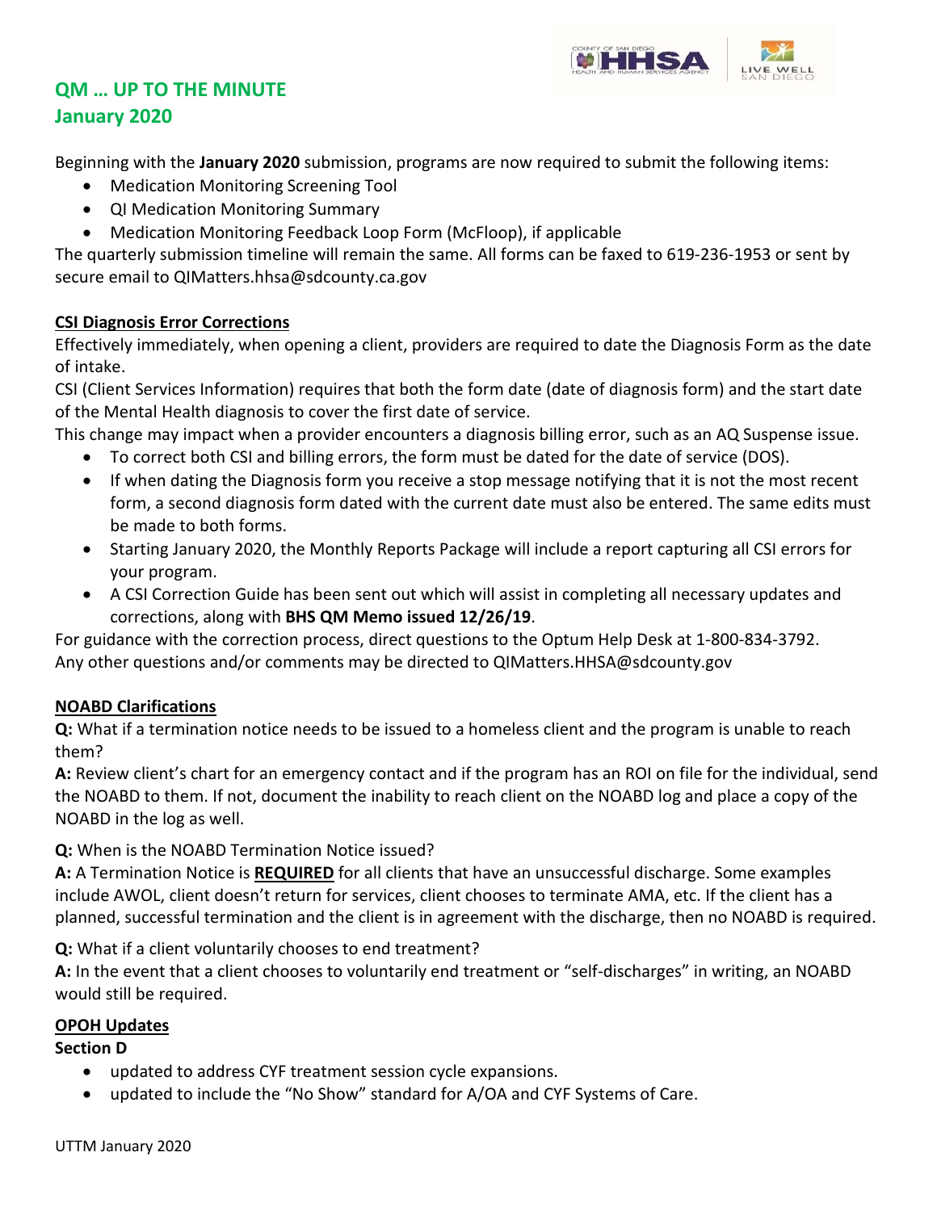## QM … UP TO THE MINUTE
## January 2020

Beginning with the **January 2020** submission, programs are now required to submit the following items:

- Medication Monitoring Screening Tool
- QI Medication Monitoring Summary
- Medication Monitoring Feedback Loop Form (McFloop), if applicable

The quarterly submission timeline will remain the same. All forms can be faxed to 619-236-1953 or sent by secure email to QIMatters.hhsa@sdcounty.ca.gov

### CSI Diagnosis Error Corrections

Effectively immediately, when opening a client, providers are required to date the Diagnosis Form as the date of intake.

CSI (Client Services Information) requires that both the form date (date of diagnosis form) and the start date of the Mental Health diagnosis to cover the first date of service.

This change may impact when a provider encounters a diagnosis billing error, such as an AQ Suspense issue.

- To correct both CSI and billing errors, the form must be dated for the date of service (DOS).
- If when dating the Diagnosis form you receive a stop message notifying that it is not the most recent form, a second diagnosis form dated with the current date must also be entered. The same edits must be made to both forms.
- Starting January 2020, the Monthly Reports Package will include a report capturing all CSI errors for your program.
- A CSI Correction Guide has been sent out which will assist in completing all necessary updates and corrections, along with **BHS QM Memo issued 12/26/19**.

For guidance with the correction process, direct questions to the Optum Help Desk at 1-800-834-3792.
Any other questions and/or comments may be directed to QIMatters.HHSA@sdcounty.gov

### NOABD Clarifications

**Q:** What if a termination notice needs to be issued to a homeless client and the program is unable to reach them?

**A:** Review client's chart for an emergency contact and if the program has an ROI on file for the individual, send the NOABD to them. If not, document the inability to reach client on the NOABD log and place a copy of the NOABD in the log as well.

**Q:** When is the NOABD Termination Notice issued?

**A:** A Termination Notice is **REQUIRED** for all clients that have an unsuccessful discharge. Some examples include AWOL, client doesn't return for services, client chooses to terminate AMA, etc. If the client has a planned, successful termination and the client is in agreement with the discharge, then no NOABD is required.

**Q:** What if a client voluntarily chooses to end treatment?

**A:** In the event that a client chooses to voluntarily end treatment or "self-discharges" in writing, an NOABD would still be required.

### OPOH Updates

**Section D**

- updated to address CYF treatment session cycle expansions.
- updated to include the "No Show" standard for A/OA and CYF Systems of Care.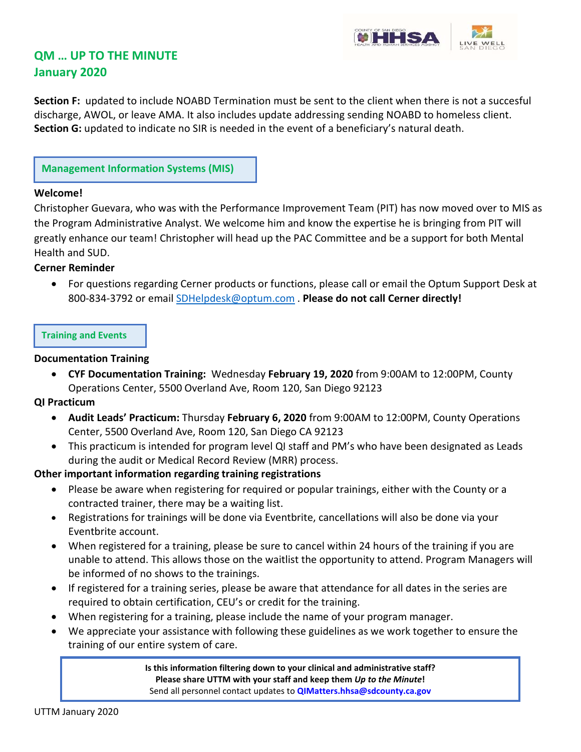## QM … UP TO THE MINUTE
## January 2020

**Section F:** updated to include NOABD Termination must be sent to the client when there is not a succesful discharge, AWOL, or leave AMA. It also includes update addressing sending NOABD to homeless client.
**Section G:** updated to indicate no SIR is needed in the event of a beneficiary's natural death.

### Management Information Systems (MIS)

**Welcome!**
Christopher Guevara, who was with the Performance Improvement Team (PIT) has now moved over to MIS as the Program Administrative Analyst. We welcome him and know the expertise he is bringing from PIT will greatly enhance our team! Christopher will head up the PAC Committee and be a support for both Mental Health and SUD.

**Cerner Reminder**

- For questions regarding Cerner products or functions, please call or email the Optum Support Desk at 800-834-3792 or email SDHelpdesk@optum.com . **Please do not call Cerner directly!**

### Training and Events

**Documentation Training**

- **CYF Documentation Training:** Wednesday **February 19, 2020** from 9:00AM to 12:00PM, County Operations Center, 5500 Overland Ave, Room 120, San Diego 92123

**QI Practicum**

- **Audit Leads' Practicum:** Thursday **February 6, 2020** from 9:00AM to 12:00PM, County Operations Center, 5500 Overland Ave, Room 120, San Diego CA 92123
- This practicum is intended for program level QI staff and PM's who have been designated as Leads during the audit or Medical Record Review (MRR) process.

**Other important information regarding training registrations**

- Please be aware when registering for required or popular trainings, either with the County or a contracted trainer, there may be a waiting list.
- Registrations for trainings will be done via Eventbrite, cancellations will also be done via your Eventbrite account.
- When registered for a training, please be sure to cancel within 24 hours of the training if you are unable to attend. This allows those on the waitlist the opportunity to attend. Program Managers will be informed of no shows to the trainings.
- If registered for a training series, please be aware that attendance for all dates in the series are required to obtain certification, CEU's or credit for the training.
- When registering for a training, please include the name of your program manager.
- We appreciate your assistance with following these guidelines as we work together to ensure the training of our entire system of care.

**Is this information filtering down to your clinical and administrative staff?**
**Please share UTTM with your staff and keep them *Up to the Minute*!**
Send all personnel contact updates to **QIMatters.hhsa@sdcounty.ca.gov**